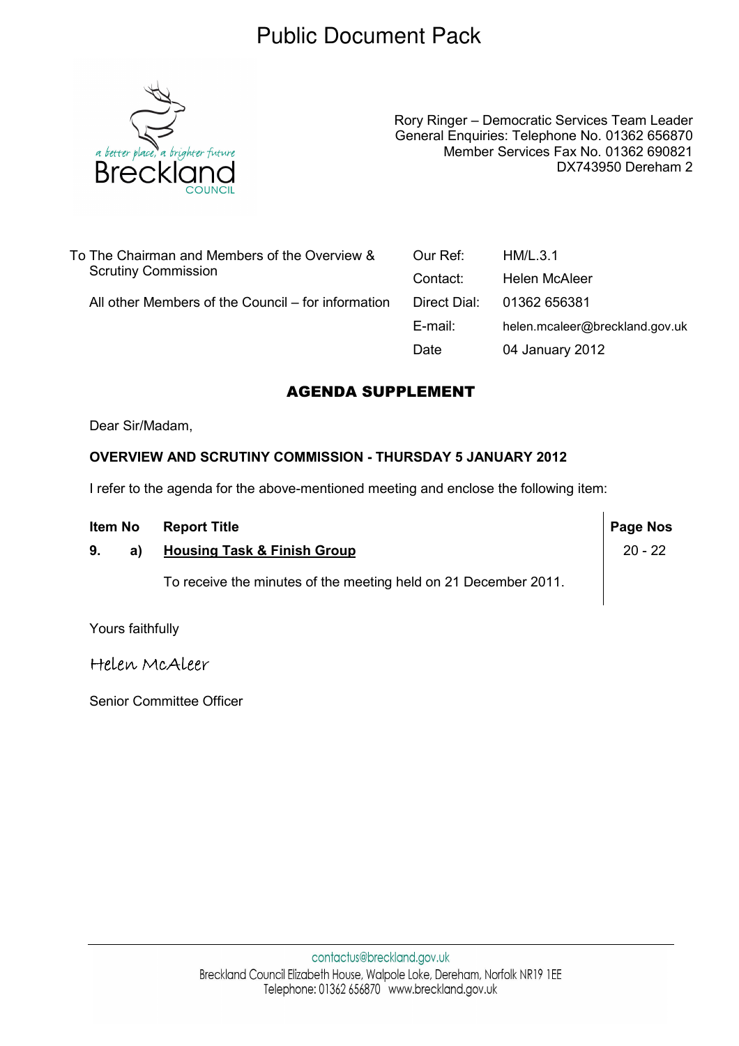# Public Document Pack

a better place, a brighter future
Breckland
COUNCIL

Rory Ringer – Democratic Services Team Leader
General Enquiries: Telephone No. 01362 656870
Member Services Fax No. 01362 690821
DX743950 Dereham 2

To The Chairman and Members of the Overview & Scrutiny Commission

All other Members of the Council – for information

| | |
|---|---|
| Our Ref: | HM/L.3.1 |
| Contact: | Helen McAleer |
| Direct Dial: | 01362 656381 |
| E-mail: | helen.mcaleer@breckland.gov.uk |
| Date | 04 January 2012 |

## AGENDA SUPPLEMENT

Dear Sir/Madam,

**OVERVIEW AND SCRUTINY COMMISSION - THURSDAY 5 JANUARY 2012**

I refer to the agenda for the above-mentioned meeting and enclose the following item:

| Item No | | Report Title | Page Nos |
|---|---|---|---|
| **9.** | **a)** | **Housing Task & Finish Group**<br><br>To receive the minutes of the meeting held on 21 December 2011. | 20 - 22 |

Yours faithfully

Helen McAleer

Senior Committee Officer

contactus@breckland.gov.uk
Breckland Council Elizabeth House, Walpole Loke, Dereham, Norfolk NR19 1EE
Telephone: 01362 656870 www.breckland.gov.uk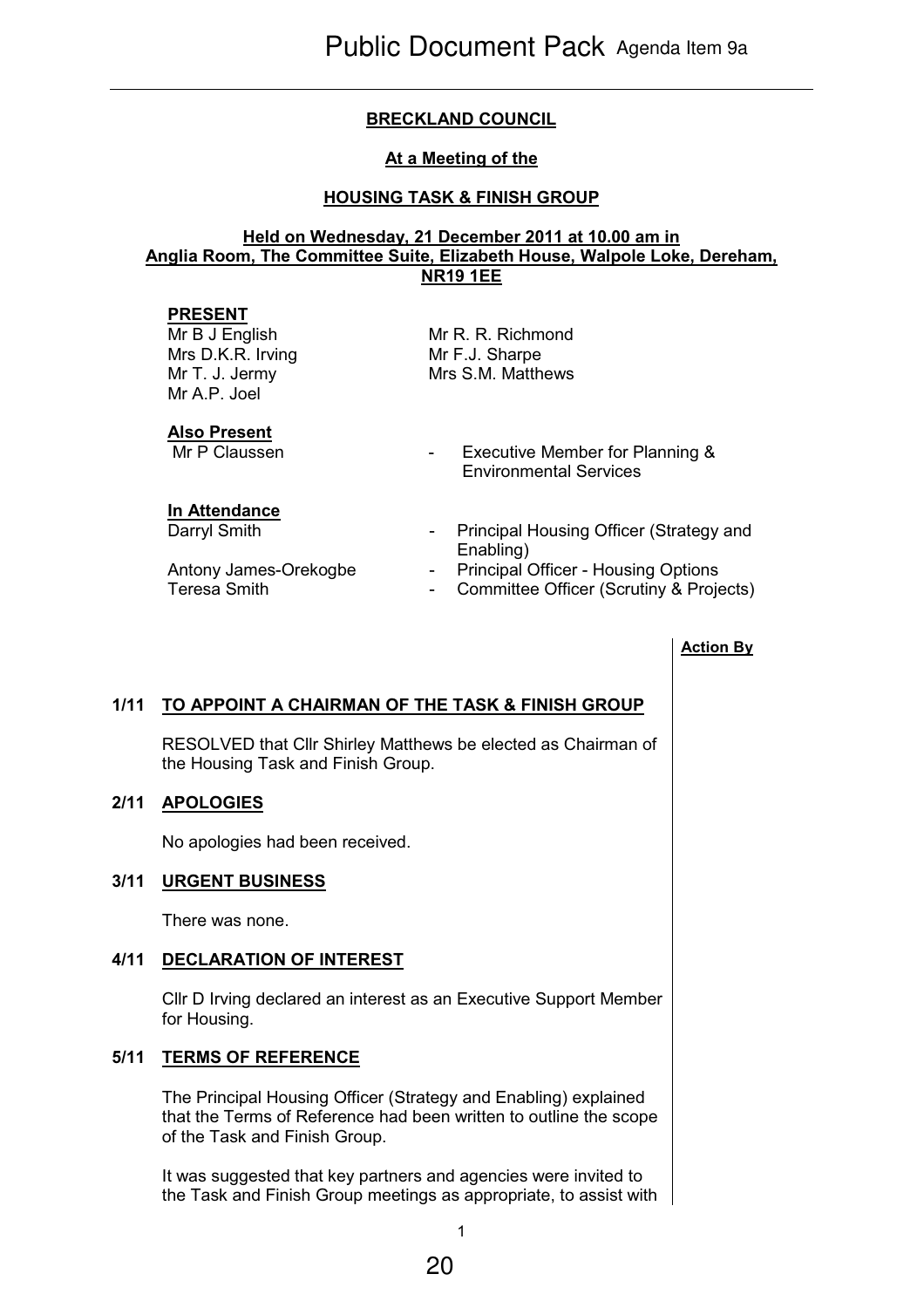Public Document Pack Agenda Item 9a

**BRECKLAND COUNCIL**

**At a Meeting of the**

**HOUSING TASK & FINISH GROUP**

**Held on Wednesday, 21 December 2011 at 10.00 am in Anglia Room, The Committee Suite, Elizabeth House, Walpole Loke, Dereham, NR19 1EE**

**PRESENT**

Mr B J English
Mrs D.K.R. Irving
Mr T. J. Jermy
Mr A.P. Joel
Mr R. R. Richmond
Mr F.J. Sharpe
Mrs S.M. Matthews

**Also Present**

Mr P Claussen - Executive Member for Planning & Environmental Services

**In Attendance**

Darryl Smith - Principal Housing Officer (Strategy and Enabling)
Antony James-Orekogbe - Principal Officer - Housing Options
Teresa Smith - Committee Officer (Scrutiny & Projects)

**Action By**

**1/11 TO APPOINT A CHAIRMAN OF THE TASK & FINISH GROUP**

RESOLVED that Cllr Shirley Matthews be elected as Chairman of the Housing Task and Finish Group.

**2/11 APOLOGIES**

No apologies had been received.

**3/11 URGENT BUSINESS**

There was none.

**4/11 DECLARATION OF INTEREST**

Cllr D Irving declared an interest as an Executive Support Member for Housing.

**5/11 TERMS OF REFERENCE**

The Principal Housing Officer (Strategy and Enabling) explained that the Terms of Reference had been written to outline the scope of the Task and Finish Group.

It was suggested that key partners and agencies were invited to the Task and Finish Group meetings as appropriate, to assist with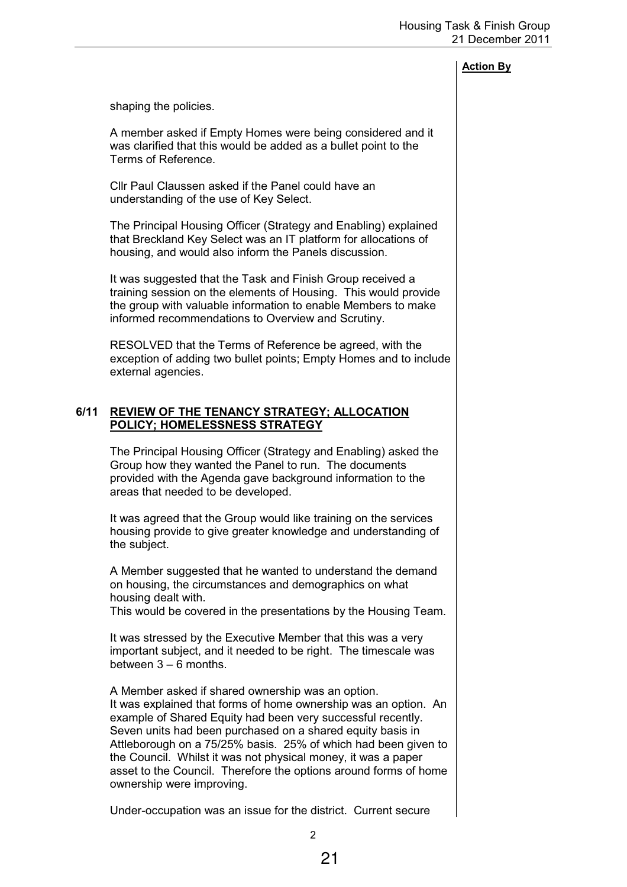**Action By**

shaping the policies.

A member asked if Empty Homes were being considered and it was clarified that this would be added as a bullet point to the Terms of Reference.

Cllr Paul Claussen asked if the Panel could have an understanding of the use of Key Select.

The Principal Housing Officer (Strategy and Enabling) explained that Breckland Key Select was an IT platform for allocations of housing, and would also inform the Panels discussion.

It was suggested that the Task and Finish Group received a training session on the elements of Housing. This would provide the group with valuable information to enable Members to make informed recommendations to Overview and Scrutiny.

RESOLVED that the Terms of Reference be agreed, with the exception of adding two bullet points; Empty Homes and to include external agencies.

## 6/11 REVIEW OF THE TENANCY STRATEGY; ALLOCATION POLICY; HOMELESSNESS STRATEGY

The Principal Housing Officer (Strategy and Enabling) asked the Group how they wanted the Panel to run. The documents provided with the Agenda gave background information to the areas that needed to be developed.

It was agreed that the Group would like training on the services housing provide to give greater knowledge and understanding of the subject.

A Member suggested that he wanted to understand the demand on housing, the circumstances and demographics on what housing dealt with.
This would be covered in the presentations by the Housing Team.

It was stressed by the Executive Member that this was a very important subject, and it needed to be right. The timescale was between 3 – 6 months.

A Member asked if shared ownership was an option.
It was explained that forms of home ownership was an option. An example of Shared Equity had been very successful recently. Seven units had been purchased on a shared equity basis in Attleborough on a 75/25% basis. 25% of which had been given to the Council. Whilst it was not physical money, it was a paper asset to the Council. Therefore the options around forms of home ownership were improving.

Under-occupation was an issue for the district. Current secure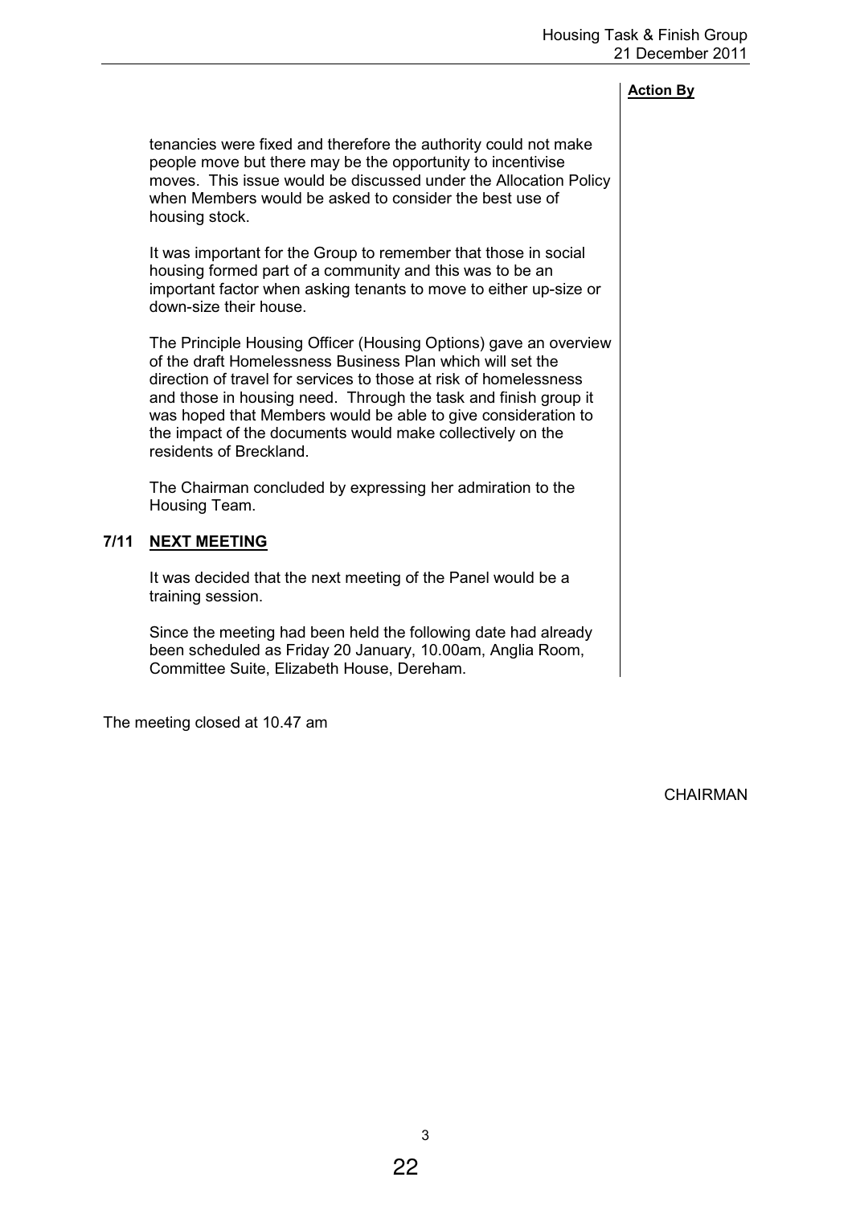**Action By**

tenancies were fixed and therefore the authority could not make people move but there may be the opportunity to incentivise moves. This issue would be discussed under the Allocation Policy when Members would be asked to consider the best use of housing stock.

It was important for the Group to remember that those in social housing formed part of a community and this was to be an important factor when asking tenants to move to either up-size or down-size their house.

The Principle Housing Officer (Housing Options) gave an overview of the draft Homelessness Business Plan which will set the direction of travel for services to those at risk of homelessness and those in housing need. Through the task and finish group it was hoped that Members would be able to give consideration to the impact of the documents would make collectively on the residents of Breckland.

The Chairman concluded by expressing her admiration to the Housing Team.

## 7/11 NEXT MEETING

It was decided that the next meeting of the Panel would be a training session.

Since the meeting had been held the following date had already been scheduled as Friday 20 January, 10.00am, Anglia Room, Committee Suite, Elizabeth House, Dereham.

The meeting closed at 10.47 am

CHAIRMAN